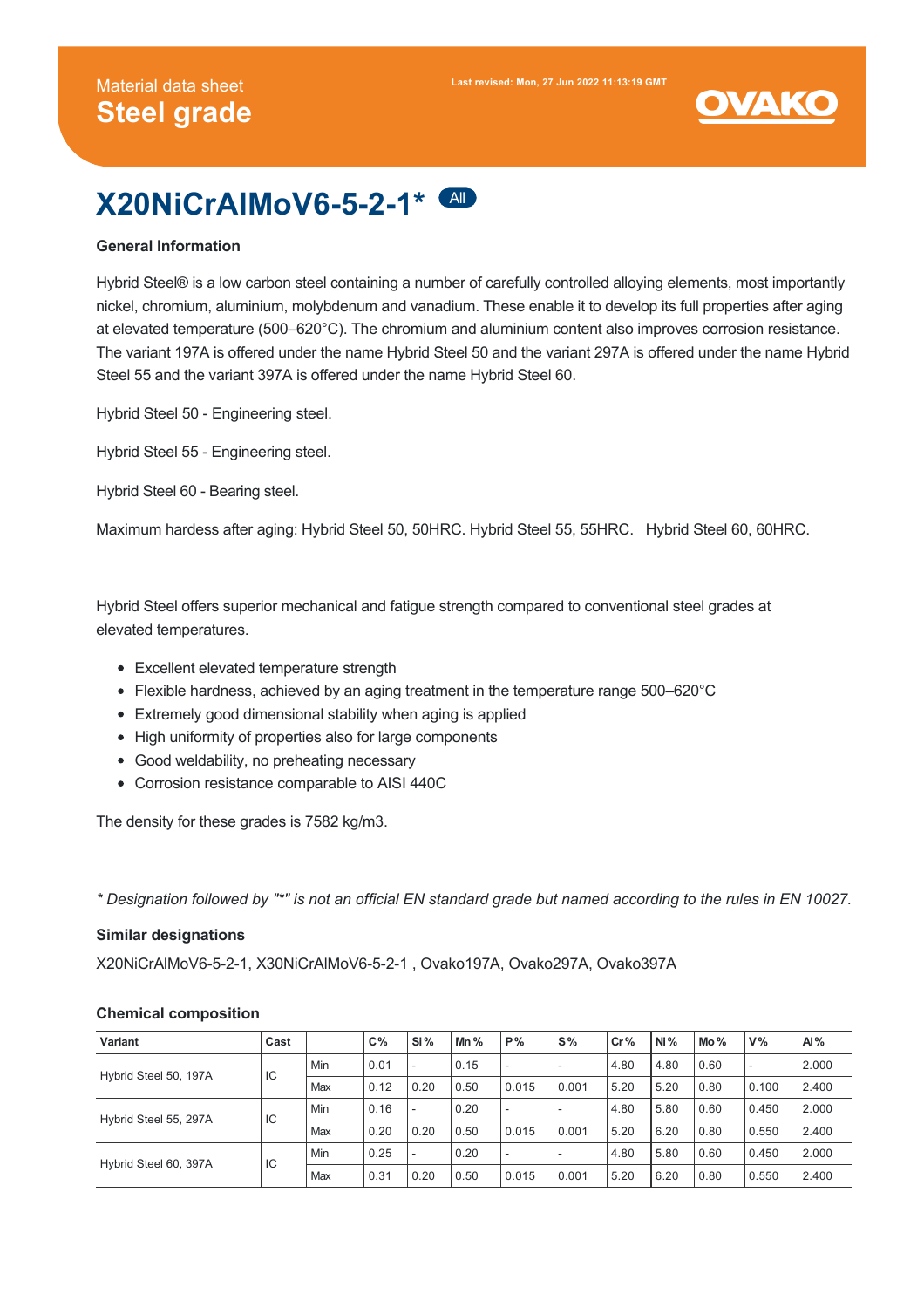Material data sheet

# Steel grade

Last revised: Mon, 27 Jun 2022 11:13:19 GMT

OVAKO

# X20NiCrAlMoV6-5-2-1* All

### General Information

Hybrid Steel® is a low carbon steel containing a number of carefully controlled alloying elements, most importantly nickel, chromium, aluminium, molybdenum and vanadium. These enable it to develop its full properties after aging at elevated temperature (500–620°C). The chromium and aluminium content also improves corrosion resistance. The variant 197A is offered under the name Hybrid Steel 50 and the variant 297A is offered under the name Hybrid Steel 55 and the variant 397A is offered under the name Hybrid Steel 60.

Hybrid Steel 50 - Engineering steel.

Hybrid Steel 55 - Engineering steel.

Hybrid Steel 60 - Bearing steel.

Maximum hardess after aging: Hybrid Steel 50, 50HRC. Hybrid Steel 55, 55HRC. Hybrid Steel 60, 60HRC.

Hybrid Steel offers superior mechanical and fatigue strength compared to conventional steel grades at elevated temperatures.

- Excellent elevated temperature strength
- Flexible hardness, achieved by an aging treatment in the temperature range 500–620°C
- Extremely good dimensional stability when aging is applied
- High uniformity of properties also for large components
- Good weldability, no preheating necessary
- Corrosion resistance comparable to AISI 440C

The density for these grades is 7582 kg/m3.

*\* Designation followed by "*" is not an official EN standard grade but named according to the rules in EN 10027.*

### Similar designations

X20NiCrAlMoV6-5-2-1, X30NiCrAlMoV6-5-2-1 , Ovako197A, Ovako297A, Ovako397A

### Chemical composition

| Variant | Cast | | C% | Si % | Mn % | P% | S% | Cr % | Ni % | Mo % | V% | Al % |
|---|---|---|---|---|---|---|---|---|---|---|---|---|
| Hybrid Steel 50, 197A | IC | Min | 0.01 | - | 0.15 | - | - | 4.80 | 4.80 | 0.60 | - | 2.000 |
| | | Max | 0.12 | 0.20 | 0.50 | 0.015 | 0.001 | 5.20 | 5.20 | 0.80 | 0.100 | 2.400 |
| Hybrid Steel 55, 297A | IC | Min | 0.16 | - | 0.20 | - | - | 4.80 | 5.80 | 0.60 | 0.450 | 2.000 |
| | | Max | 0.20 | 0.20 | 0.50 | 0.015 | 0.001 | 5.20 | 6.20 | 0.80 | 0.550 | 2.400 |
| Hybrid Steel 60, 397A | IC | Min | 0.25 | - | 0.20 | - | - | 4.80 | 5.80 | 0.60 | 0.450 | 2.000 |
| | | Max | 0.31 | 0.20 | 0.50 | 0.015 | 0.001 | 5.20 | 6.20 | 0.80 | 0.550 | 2.400 |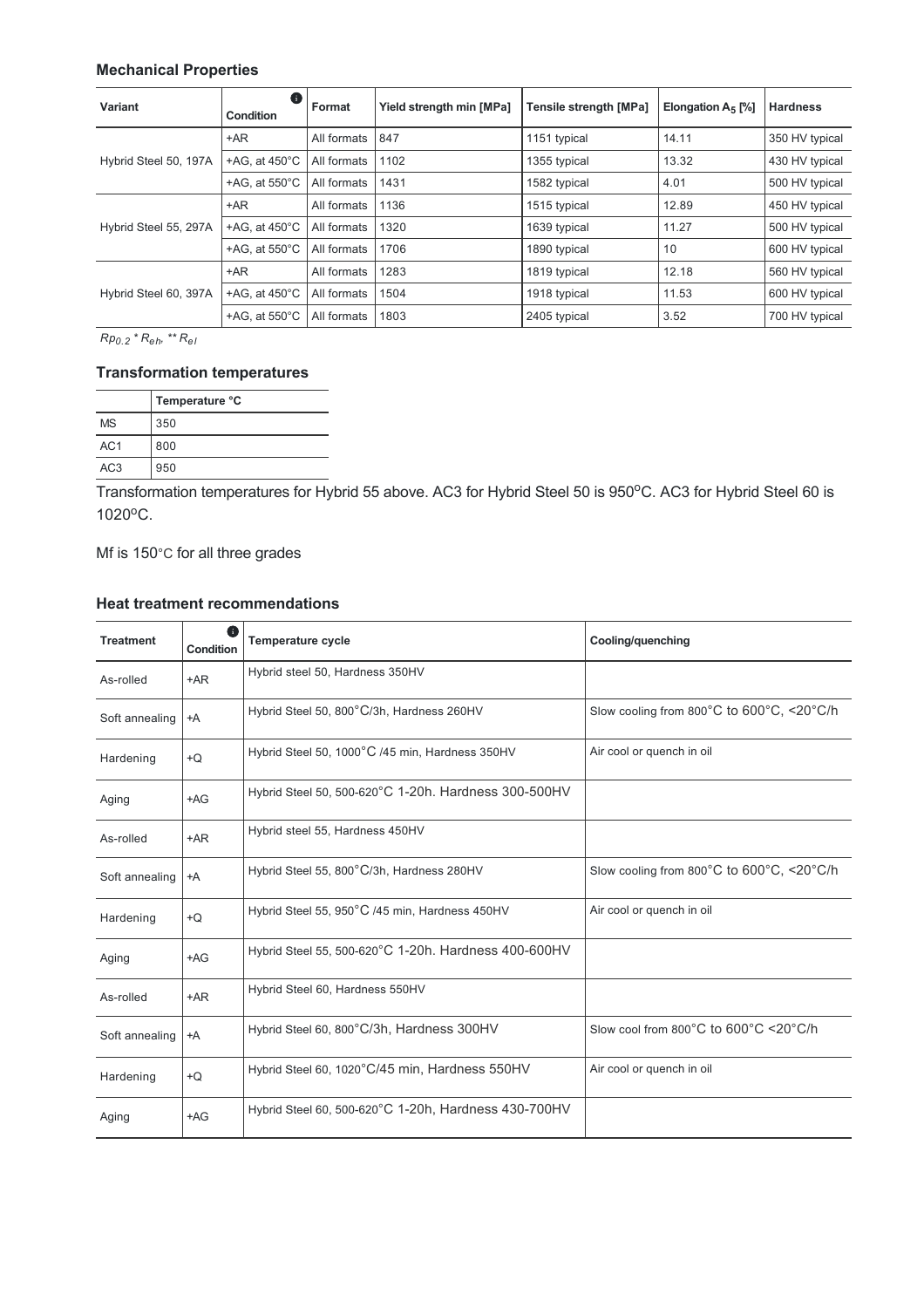### Mechanical Properties

| Variant | Condition | Format | Yield strength min [MPa] | Tensile strength [MPa] | Elongation $A_5$ [%] | Hardness |
|---|---|---|---|---|---|---|
| Hybrid Steel 50, 197A | +AR | All formats | 847 | 1151 typical | 14.11 | 350 HV typical |
| | +AG, at 450°C | All formats | 1102 | 1355 typical | 13.32 | 430 HV typical |
| | +AG, at 550°C | All formats | 1431 | 1582 typical | 4.01 | 500 HV typical |
| Hybrid Steel 55, 297A | +AR | All formats | 1136 | 1515 typical | 12.89 | 450 HV typical |
| | +AG, at 450°C | All formats | 1320 | 1639 typical | 11.27 | 500 HV typical |
| | +AG, at 550°C | All formats | 1706 | 1890 typical | 10 | 600 HV typical |
| Hybrid Steel 60, 397A | +AR | All formats | 1283 | 1819 typical | 12.18 | 560 HV typical |
| | +AG, at 450°C | All formats | 1504 | 1918 typical | 11.53 | 600 HV typical |
| | +AG, at 550°C | All formats | 1803 | 2405 typical | 3.52 | 700 HV typical |

*$Rp_{0.2}$ * $R_{eh}$, ** $R_{el}$*

### Transformation temperatures

| | Temperature °C |
|---|---|
| MS | 350 |
| AC1 | 800 |
| AC3 | 950 |

Transformation temperatures for Hybrid 55 above. AC3 for Hybrid Steel 50 is 950°C. AC3 for Hybrid Steel 60 is 1020°C.

Mf is 150°C for all three grades

### Heat treatment recommendations

| Treatment | Condition | Temperature cycle | Cooling/quenching |
|---|---|---|---|
| As-rolled | +AR | Hybrid steel 50, Hardness 350HV | |
| Soft annealing | +A | Hybrid Steel 50, 800°C/3h, Hardness 260HV | Slow cooling from 800°C to 600°C, <20°C/h |
| Hardening | +Q | Hybrid Steel 50, 1000°C /45 min, Hardness 350HV | Air cool or quench in oil |
| Aging | +AG | Hybrid Steel 50, 500-620°C 1-20h. Hardness 300-500HV | |
| As-rolled | +AR | Hybrid steel 55, Hardness 450HV | |
| Soft annealing | +A | Hybrid Steel 55, 800°C/3h, Hardness 280HV | Slow cooling from 800°C to 600°C, <20°C/h |
| Hardening | +Q | Hybrid Steel 55, 950°C /45 min, Hardness 450HV | Air cool or quench in oil |
| Aging | +AG | Hybrid Steel 55, 500-620°C 1-20h. Hardness 400-600HV | |
| As-rolled | +AR | Hybrid Steel 60, Hardness 550HV | |
| Soft annealing | +A | Hybrid Steel 60, 800°C/3h, Hardness 300HV | Slow cool from 800°C to 600°C <20°C/h |
| Hardening | +Q | Hybrid Steel 60, 1020°C/45 min, Hardness 550HV | Air cool or quench in oil |
| Aging | +AG | Hybrid Steel 60, 500-620°C 1-20h, Hardness 430-700HV | |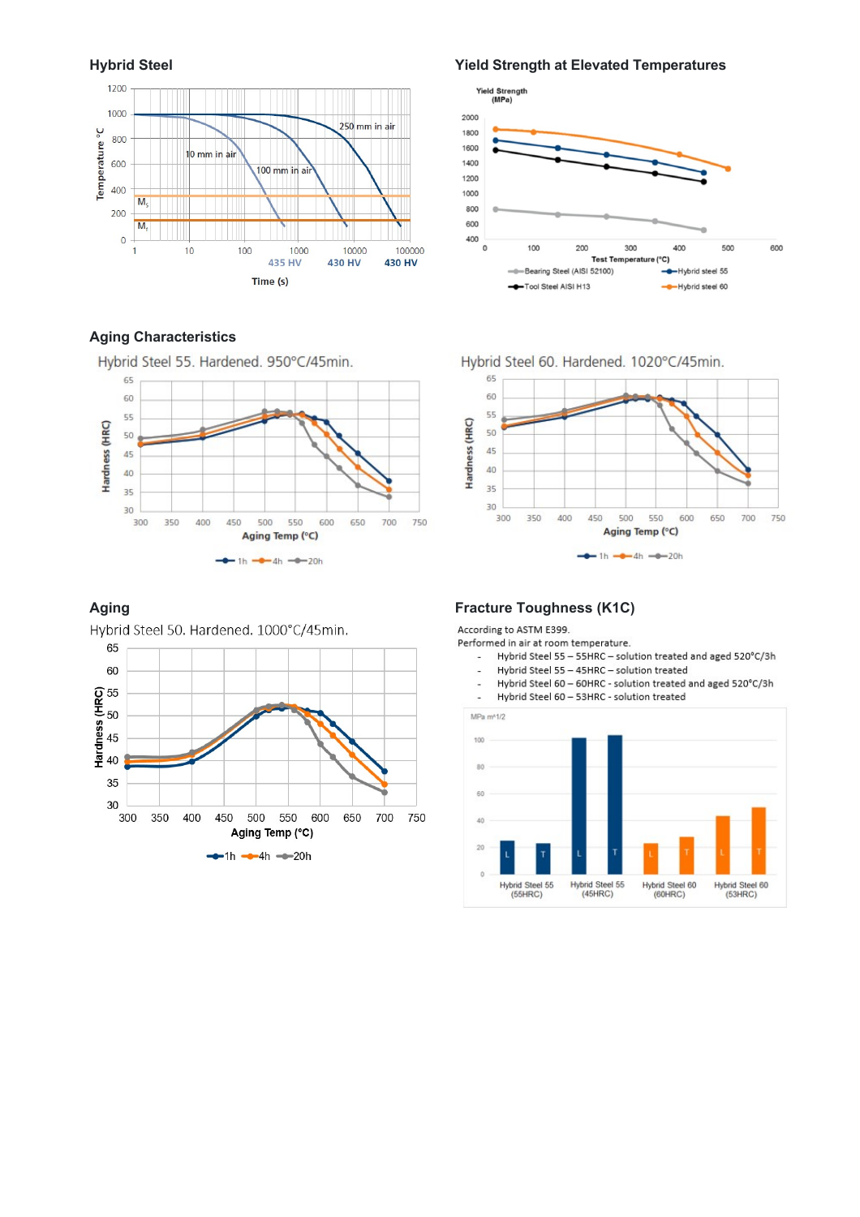## Hybrid Steel

Temperature °C

1200, 1000, 800, 600, 400, 200, 0

$M_s$

$M_f$

10 mm in air

100 mm in air

250 mm in air

1, 10, 100, 1000, 10000, 100000

435 HV, 430 HV, 430 HV

Time (s)

## Yield Strength at Elevated Temperatures

Yield Strength (MPa)

Test Temperature (°C)

Bearing Steel (AISI 52100)

Hybrid steel 55

Tool Steel AISI H13

Hybrid steel 60

## Aging Characteristics

Hybrid Steel 55. Hardened. 950°C/45min.

Hardness (HRC)

Aging Temp (°C)

1h, 4h, 20h

Hybrid Steel 60. Hardened. 1020°C/45min.

Hardness (HRC)

Aging Temp (°C)

1h, 4h, 20h

## Aging

Hybrid Steel 50. Hardened. 1000°C/45min.

Hardness (HRC)

Aging Temp (°C)

1h, 4h, 20h

## Fracture Toughness (K1C)

According to ASTM E399.
Performed in air at room temperature.

- Hybrid Steel 55 – 55HRC – solution treated and aged 520°C/3h
- Hybrid Steel 55 – 45HRC – solution treated
- Hybrid Steel 60 – 60HRC - solution treated and aged 520°C/3h
- Hybrid Steel 60 – 53HRC - solution treated

MPa m^1/2

Hybrid Steel 55 (55HRC), Hybrid Steel 55 (45HRC), Hybrid Steel 60 (60HRC), Hybrid Steel 60 (53HRC)

L, T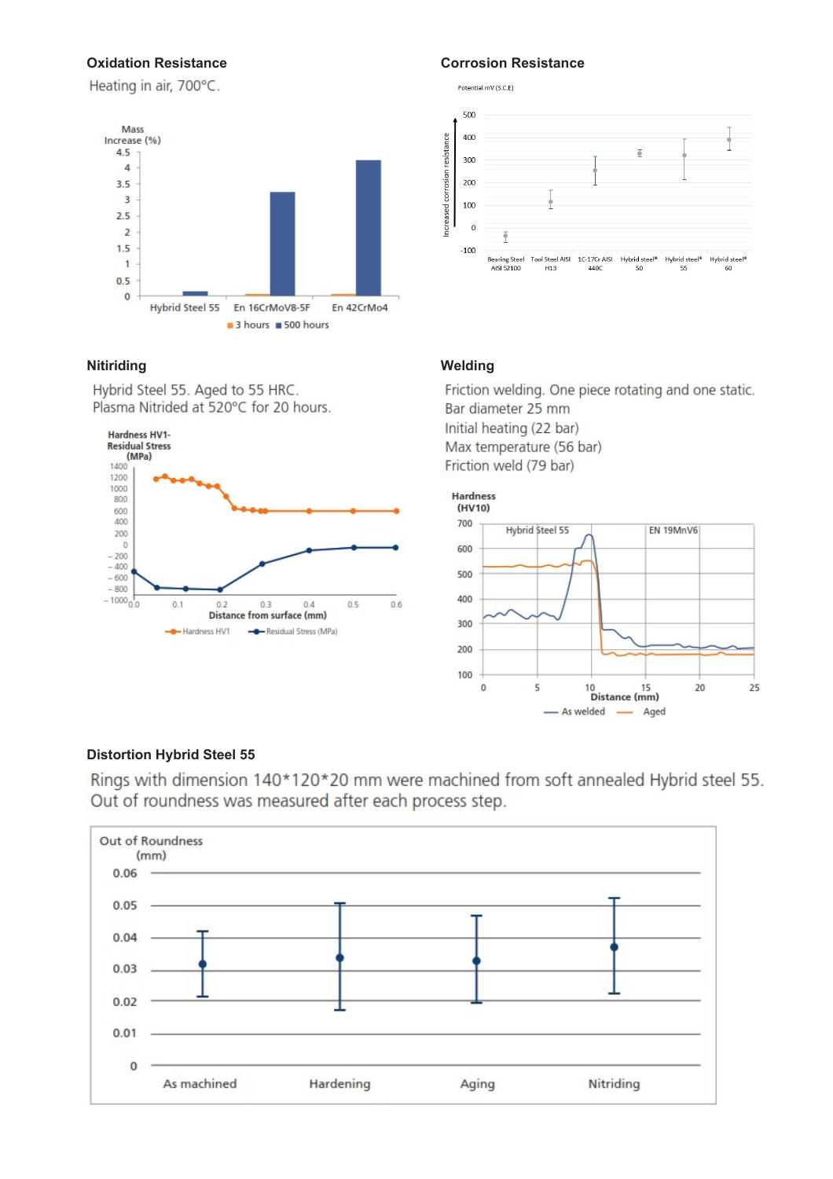## Oxidation Resistance

Heating in air, 700°C.

## Corrosion Resistance

## Nitiriding

Hybrid Steel 55. Aged to 55 HRC.
Plasma Nitrided at 520°C for 20 hours.

## Welding

Friction welding. One piece rotating and one static.
Bar diameter 25 mm
Initial heating (22 bar)
Max temperature (56 bar)
Friction weld (79 bar)

## Distortion Hybrid Steel 55

Rings with dimension 140*120*20 mm were machined from soft annealed Hybrid steel 55.
Out of roundness was measured after each process step.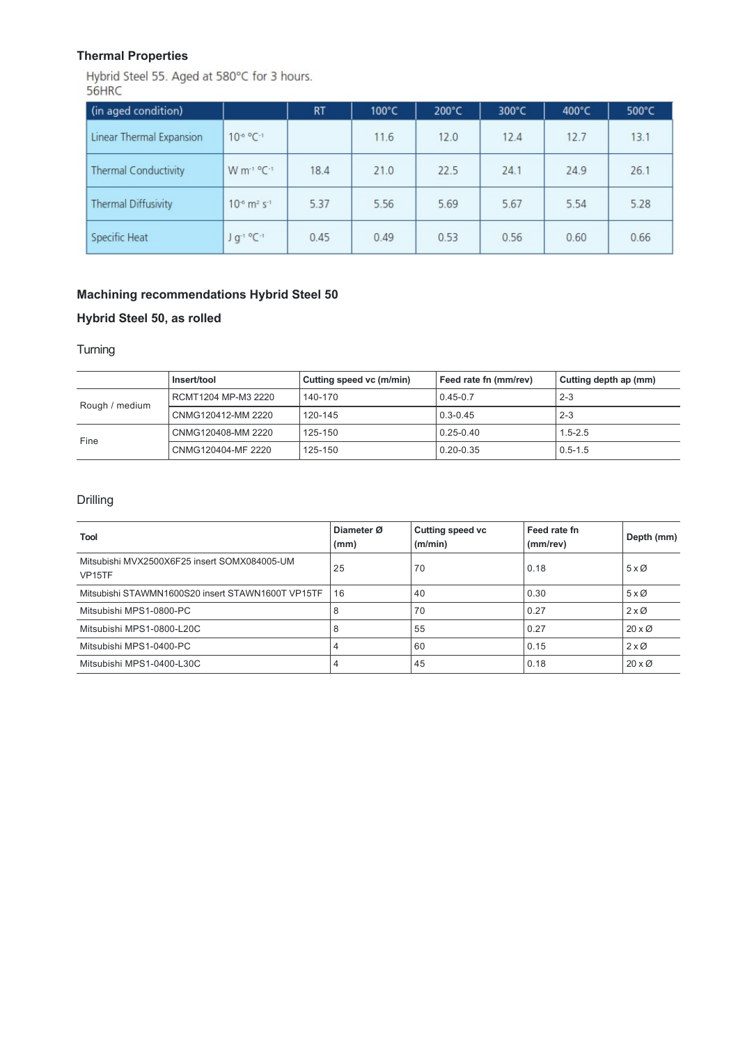### Thermal Properties

Hybrid Steel 55. Aged at 580°C for 3 hours.
56HRC

| (in aged condition) | | RT | 100°C | 200°C | 300°C | 400°C | 500°C |
|---|---|---|---|---|---|---|---|
| Linear Thermal Expansion | $10^{-6}$ °C$^{-1}$ | | 11.6 | 12.0 | 12.4 | 12.7 | 13.1 |
| Thermal Conductivity | W m$^{-1}$ °C$^{-1}$ | 18.4 | 21.0 | 22.5 | 24.1 | 24.9 | 26.1 |
| Thermal Diffusivity | $10^{-6}$ m$^2$ s$^{-1}$ | 5.37 | 5.56 | 5.69 | 5.67 | 5.54 | 5.28 |
| Specific Heat | J g$^{-1}$ °C$^{-1}$ | 0.45 | 0.49 | 0.53 | 0.56 | 0.60 | 0.66 |

### Machining recommendations Hybrid Steel 50

### Hybrid Steel 50, as rolled

Turning

| | Insert/tool | Cutting speed vc (m/min) | Feed rate fn (mm/rev) | Cutting depth ap (mm) |
|---|---|---|---|---|
| Rough / medium | RCMT1204 MP-M3 2220 | 140-170 | 0.45-0.7 | 2-3 |
| | CNMG120412-MM 2220 | 120-145 | 0.3-0.45 | 2-3 |
| Fine | CNMG120408-MM 2220 | 125-150 | 0.25-0.40 | 1.5-2.5 |
| | CNMG120404-MF 2220 | 125-150 | 0.20-0.35 | 0.5-1.5 |

Drilling

| Tool | Diameter Ø (mm) | Cutting speed vc (m/min) | Feed rate fn (mm/rev) | Depth (mm) |
|---|---|---|---|---|
| Mitsubishi MVX2500X6F25 insert SOMX084005-UM VP15TF | 25 | 70 | 0.18 | 5 x Ø |
| Mitsubishi STAWMN1600S20 insert STAWN1600T VP15TF | 16 | 40 | 0.30 | 5 x Ø |
| Mitsubishi MPS1-0800-PC | 8 | 70 | 0.27 | 2 x Ø |
| Mitsubishi MPS1-0800-L20C | 8 | 55 | 0.27 | 20 x Ø |
| Mitsubishi MPS1-0400-PC | 4 | 60 | 0.15 | 2 x Ø |
| Mitsubishi MPS1-0400-L30C | 4 | 45 | 0.18 | 20 x Ø |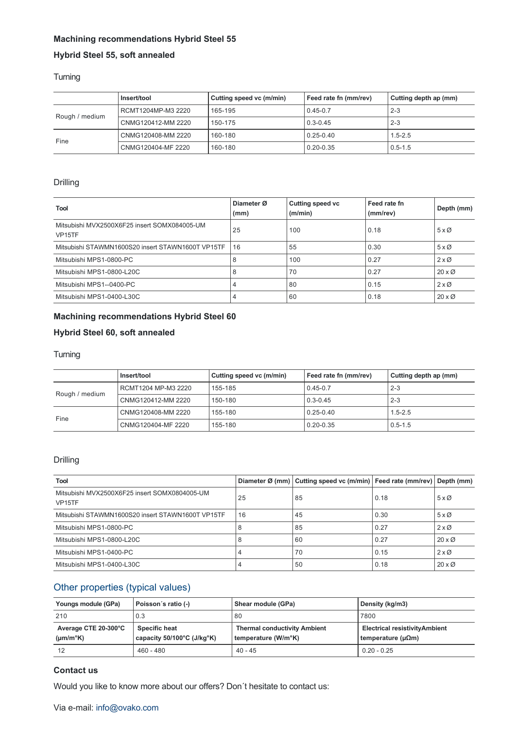## Machining recommendations Hybrid Steel 55

### Hybrid Steel 55, soft annealed

#### Turning

| | Insert/tool | Cutting speed vc (m/min) | Feed rate fn (mm/rev) | Cutting depth ap (mm) |
|---|---|---|---|---|
| Rough / medium | RCMT1204MP-M3 2220 | 165-195 | 0.45-0.7 | 2-3 |
| | CNMG120412-MM 2220 | 150-175 | 0.3-0.45 | 2-3 |
| Fine | CNMG120408-MM 2220 | 160-180 | 0.25-0.40 | 1.5-2.5 |
| | CNMG120404-MF 2220 | 160-180 | 0.20-0.35 | 0.5-1.5 |

#### Drilling

| Tool | Diameter Ø (mm) | Cutting speed vc (m/min) | Feed rate fn (mm/rev) | Depth (mm) |
|---|---|---|---|---|
| Mitsubishi MVX2500X6F25 insert SOMX084005-UM VP15TF | 25 | 100 | 0.18 | 5 x Ø |
| Mitsubishi STAWMN1600S20 insert STAWN1600T VP15TF | 16 | 55 | 0.30 | 5 x Ø |
| Mitsubishi MPS1-0800-PC | 8 | 100 | 0.27 | 2 x Ø |
| Mitsubishi MPS1-0800-L20C | 8 | 70 | 0.27 | 20 x Ø |
| Mitsubishi MPS1--0400-PC | 4 | 80 | 0.15 | 2 x Ø |
| Mitsubishi MPS1-0400-L30C | 4 | 60 | 0.18 | 20 x Ø |

## Machining recommendations Hybrid Steel 60

### Hybrid Steel 60, soft annealed

#### Turning

| | Insert/tool | Cutting speed vc (m/min) | Feed rate fn (mm/rev) | Cutting depth ap (mm) |
|---|---|---|---|---|
| Rough / medium | RCMT1204 MP-M3 2220 | 155-185 | 0.45-0.7 | 2-3 |
| | CNMG120412-MM 2220 | 150-180 | 0.3-0.45 | 2-3 |
| Fine | CNMG120408-MM 2220 | 155-180 | 0.25-0.40 | 1.5-2.5 |
| | CNMG120404-MF 2220 | 155-180 | 0.20-0.35 | 0.5-1.5 |

#### Drilling

| Tool | Diameter Ø (mm) | Cutting speed vc (m/min) | Feed rate (mm/rev) | Depth (mm) |
|---|---|---|---|---|
| Mitsubishi MVX2500X6F25 insert SOMX0804005-UM VP15TF | 25 | 85 | 0.18 | 5 x Ø |
| Mitsubishi STAWMN1600S20 insert STAWN1600T VP15TF | 16 | 45 | 0.30 | 5 x Ø |
| Mitsubishi MPS1-0800-PC | 8 | 85 | 0.27 | 2 x Ø |
| Mitsubishi MPS1-0800-L20C | 8 | 60 | 0.27 | 20 x Ø |
| Mitsubishi MPS1-0400-PC | 4 | 70 | 0.15 | 2 x Ø |
| Mitsubishi MPS1-0400-L30C | 4 | 50 | 0.18 | 20 x Ø |

## Other properties (typical values)

| Youngs module (GPa) | Poisson´s ratio (-) | Shear module (GPa) | Density (kg/m3) |
|---|---|---|---|
| 210 | 0.3 | 80 | 7800 |
| **Average CTE 20-300°C (μm/m°K)** | **Specific heat capacity 50/100°C (J/kg°K)** | **Thermal conductivity Ambient temperature (W/m°K)** | **Electrical resistivityAmbient temperature (μΩm)** |
| 12 | 460 - 480 | 40 - 45 | 0.20 - 0.25 |

### Contact us

Would you like to know more about our offers? Don´t hesitate to contact us:

Via e-mail: info@ovako.com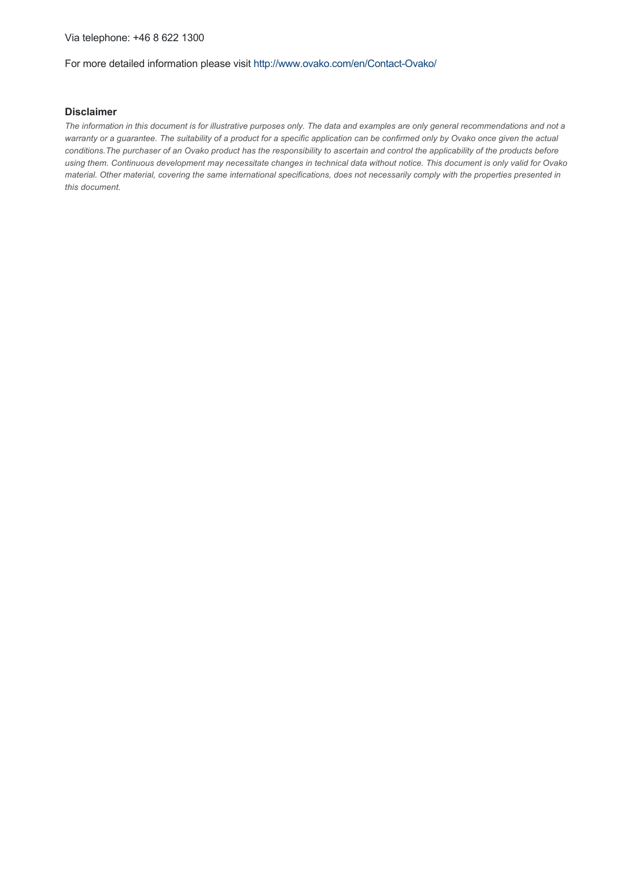Via telephone: +46 8 622 1300

For more detailed information please visit http://www.ovako.com/en/Contact-Ovako/

### Disclaimer

*The information in this document is for illustrative purposes only. The data and examples are only general recommendations and not a warranty or a guarantee. The suitability of a product for a specific application can be confirmed only by Ovako once given the actual conditions.The purchaser of an Ovako product has the responsibility to ascertain and control the applicability of the products before using them. Continuous development may necessitate changes in technical data without notice. This document is only valid for Ovako material. Other material, covering the same international specifications, does not necessarily comply with the properties presented in this document.*